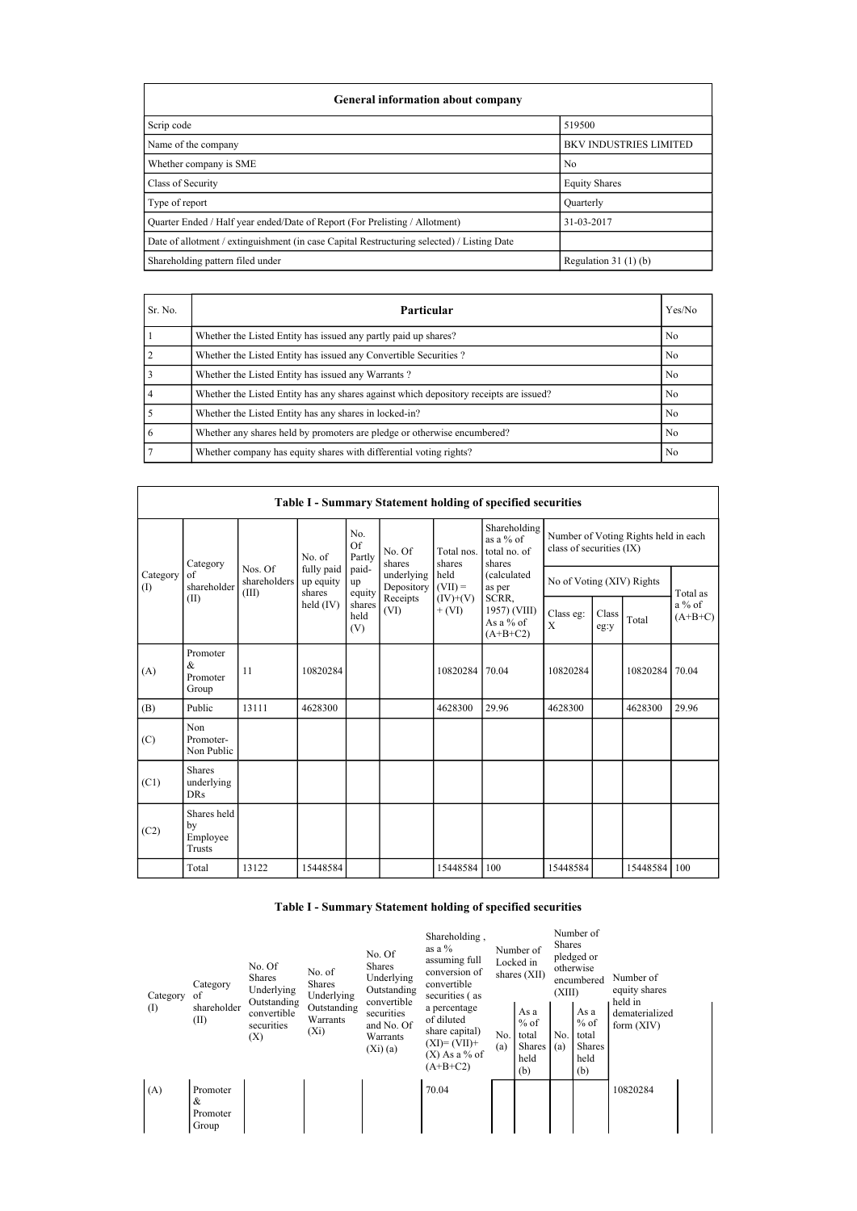| General information about company | |
|---|---|
| Scrip code | 519500 |
| Name of the company | BKV INDUSTRIES LIMITED |
| Whether company is SME | No |
| Class of Security | Equity Shares |
| Type of report | Quarterly |
| Quarter Ended / Half year ended/Date of Report (For Prelisting / Allotment) | 31-03-2017 |
| Date of allotment / extinguishment (in case Capital Restructuring selected) / Listing Date | |
| Shareholding pattern filed under | Regulation 31 (1) (b) |

| Sr. No. | Particular | Yes/No |
|---|---|---|
| 1 | Whether the Listed Entity has issued any partly paid up shares? | No |
| 2 | Whether the Listed Entity has issued any Convertible Securities ? | No |
| 3 | Whether the Listed Entity has issued any Warrants ? | No |
| 4 | Whether the Listed Entity has any shares against which depository receipts are issued? | No |
| 5 | Whether the Listed Entity has any shares in locked-in? | No |
| 6 | Whether any shares held by promoters are pledge or otherwise encumbered? | No |
| 7 | Whether company has equity shares with differential voting rights? | No |

## Table I - Summary Statement holding of specified securities

| Category (I) | Category of shareholder (II) | Nos. Of shareholders (III) | No. of fully paid up equity shares held (IV) | No. Of Partly paid-up equity shares held (V) | No. Of shares underlying Depository Receipts (VI) | Total nos. shares held (VII) = (IV)+(V)+ (VI) | Shareholding as a % of total no. of shares (calculated as per SCRR, 1957) (VIII) As a % of (A+B+C2) | Number of Voting Rights held in each class of securities (IX) | | | |
|---|---|---|---|---|---|---|---|---|---|---|---|
| | | | | | | | | No of Voting (XIV) Rights | | | Total as a % of (A+B+C) |
| | | | | | | | | Class eg: X | Class eg:y | Total | |
| (A) | Promoter & Promoter Group | 11 | 10820284 | | | 10820284 | 70.04 | 10820284 | | 10820284 | 70.04 |
| (B) | Public | 13111 | 4628300 | | | 4628300 | 29.96 | 4628300 | | 4628300 | 29.96 |
| (C) | Non Promoter- Non Public | | | | | | | | | | |
| (C1) | Shares underlying DRs | | | | | | | | | | |
| (C2) | Shares held by Employee Trusts | | | | | | | | | | |
| | Total | 13122 | 15448584 | | | 15448584 | 100 | 15448584 | | 15448584 | 100 |

## Table I - Summary Statement holding of specified securities

| Category (I) | Category of shareholder (II) | No. Of Shares Underlying Outstanding convertible securities (X) | No. of Shares Underlying Outstanding Warrants (Xi) | No. Of Shares Underlying Outstanding convertible securities and No. Of Warrants (Xi) (a) | Shareholding , as a % assuming full conversion of convertible securities ( as a percentage of diluted share capital) (XI)= (VII)+(X) As a % of (A+B+C2) | Number of Locked in shares (XII) | | Number of Shares pledged or otherwise encumbered (XIII) | | Number of equity shares held in dematerialized form (XIV) |
|---|---|---|---|---|---|---|---|---|---|---|
| | | | | | | No. (a) | As a % of total Shares held (b) | No. (a) | As a % of total Shares held (b) | |
| (A) | Promoter & Promoter Group | | | | 70.04 | | | | | 10820284 |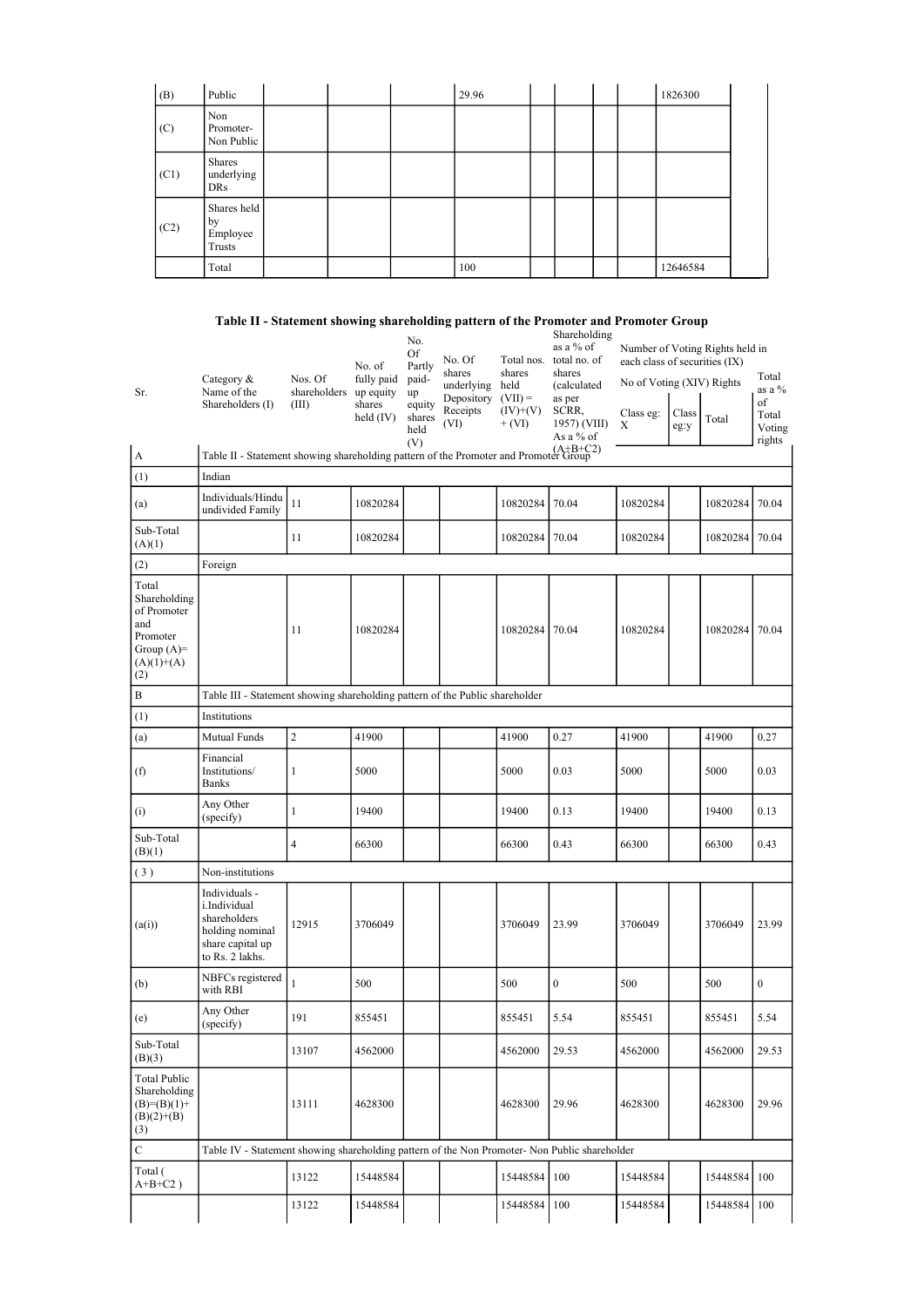| | | | | | | | | | | | |
|---|---|---|---|---|---|---|---|---|---|---|---|
| (B) | Public | | | | 29.96 | | | | | 1826300 | |
| (C) | Non Promoter- Non Public | | | | | | | | | | |
| (C1) | Shares underlying DRs | | | | | | | | | | |
| (C2) | Shares held by Employee Trusts | | | | | | | | | | |
| | Total | | | | 100 | | | | | 12646584 | |

## Table II - Statement showing shareholding pattern of the Promoter and Promoter Group

| Sr. | Category & Name of the Shareholders (I) | Nos. Of shareholders (III) | No. of fully paid up equity shares held (IV) | No. Of Partly paid-up equity shares held (V) | No. Of shares underlying Depository Receipts (VI) | Total nos. shares held (VII) = (IV)+(V)+ (VI) | Shareholding as a % of total no. of shares (calculated as per SCRR, 1957) (VIII) As a % of (A+B+C2) | Number of Voting Rights held in each class of securities (IX) | | | |
|---|---|---|---|---|---|---|---|---|---|---|---|
| | | | | | | | | No of Voting (XIV) Rights | | | Total as a % of Total Voting rights |
| | | | | | | | | Class eg: X | Class eg:y | Total | |
| A | Table II - Statement showing shareholding pattern of the Promoter and Promoter Group | | | | | | | | | | |
| (1) | Indian | | | | | | | | | | |
| (a) | Individuals/Hindu undivided Family | 11 | 10820284 | | | 10820284 | 70.04 | 10820284 | | 10820284 | 70.04 |
| Sub-Total (A)(1) | | 11 | 10820284 | | | 10820284 | 70.04 | 10820284 | | 10820284 | 70.04 |
| (2) | Foreign | | | | | | | | | | |
| Total Shareholding of Promoter and Promoter Group (A)= (A)(1)+(A)(2) | | 11 | 10820284 | | | 10820284 | 70.04 | 10820284 | | 10820284 | 70.04 |
| B | Table III - Statement showing shareholding pattern of the Public shareholder | | | | | | | | | | |
| (1) | Institutions | | | | | | | | | | |
| (a) | Mutual Funds | 2 | 41900 | | | 41900 | 0.27 | 41900 | | 41900 | 0.27 |
| (f) | Financial Institutions/ Banks | 1 | 5000 | | | 5000 | 0.03 | 5000 | | 5000 | 0.03 |
| (i) | Any Other (specify) | 1 | 19400 | | | 19400 | 0.13 | 19400 | | 19400 | 0.13 |
| Sub-Total (B)(1) | | 4 | 66300 | | | 66300 | 0.43 | 66300 | | 66300 | 0.43 |
| (3) | Non-institutions | | | | | | | | | | |
| (a(i)) | Individuals - i.Individual shareholders holding nominal share capital up to Rs. 2 lakhs. | 12915 | 3706049 | | | 3706049 | 23.99 | 3706049 | | 3706049 | 23.99 |
| (b) | NBFCs registered with RBI | 1 | 500 | | | 500 | 0 | 500 | | 500 | 0 |
| (e) | Any Other (specify) | 191 | 855451 | | | 855451 | 5.54 | 855451 | | 855451 | 5.54 |
| Sub-Total (B)(3) | | 13107 | 4562000 | | | 4562000 | 29.53 | 4562000 | | 4562000 | 29.53 |
| Total Public Shareholding (B)=(B)(1)+(B)(2)+(B)(3) | | 13111 | 4628300 | | | 4628300 | 29.96 | 4628300 | | 4628300 | 29.96 |
| C | Table IV - Statement showing shareholding pattern of the Non Promoter- Non Public shareholder | | | | | | | | | | |
| Total ( A+B+C2 ) | | 13122 | 15448584 | | | 15448584 | 100 | 15448584 | | 15448584 | 100 |
| | | 13122 | 15448584 | | | 15448584 | 100 | 15448584 | | 15448584 | 100 |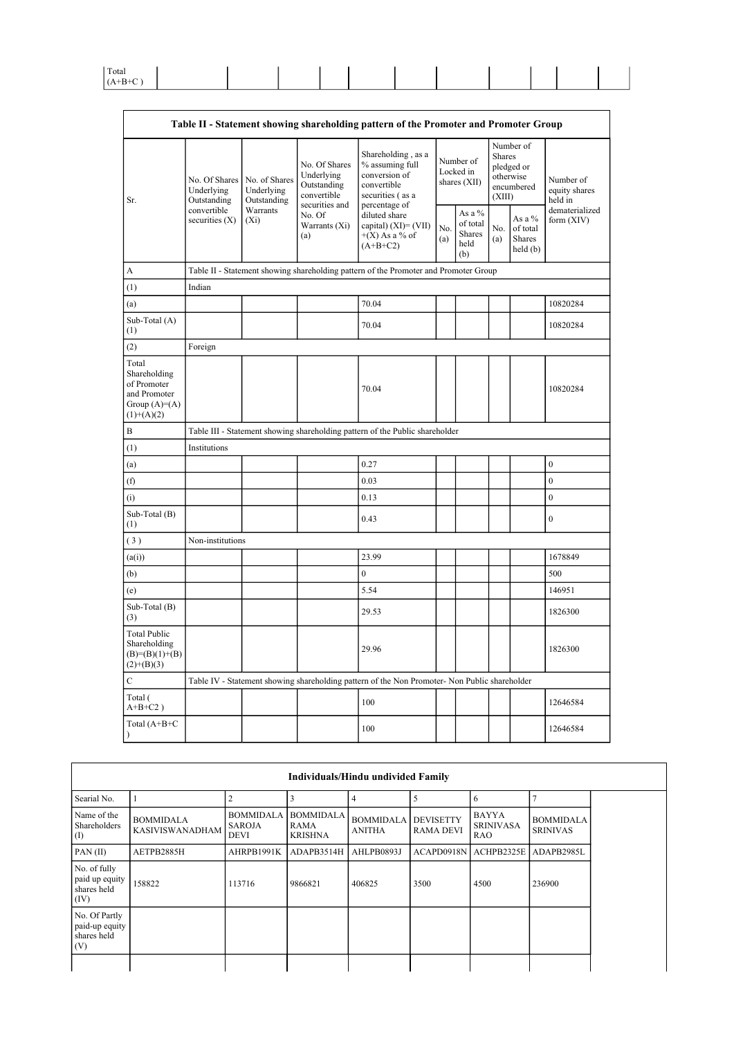| Total (A+B+C ) | | | | | | | | | | | |
|---|---|---|---|---|---|---|---|---|---|---|---|

| Table II - Statement showing shareholding pattern of the Promoter and Promoter Group | | | | | | | | | |
|---|---|---|---|---|---|---|---|---|---|
| Sr. | No. Of Shares Underlying Outstanding convertible securities (X) | No. of Shares Underlying Outstanding Warrants (Xi) | No. Of Shares Underlying Outstanding convertible securities and No. Of Warrants (Xi) (a) | Shareholding , as a % assuming full conversion of convertible securities ( as a percentage of diluted share capital) (XI)= (VII)+(X) As a % of (A+B+C2) | Number of Locked in shares (XII) | | Number of Shares pledged or otherwise encumbered (XIII) | | Number of equity shares held in dematerialized form (XIV) |
| | | | | | No. (a) | As a % of total Shares held (b) | No. (a) | As a % of total Shares held (b) | |
| A | Table II - Statement showing shareholding pattern of the Promoter and Promoter Group | | | | | | | | |
| (1) | Indian | | | | | | | | |
| (a) | | | | 70.04 | | | | | 10820284 |
| Sub-Total (A)(1) | | | | 70.04 | | | | | 10820284 |
| (2) | Foreign | | | | | | | | |
| Total Shareholding of Promoter and Promoter Group (A)=(A)(1)+(A)(2) | | | | 70.04 | | | | | 10820284 |
| B | Table III - Statement showing shareholding pattern of the Public shareholder | | | | | | | | |
| (1) | Institutions | | | | | | | | |
| (a) | | | | 0.27 | | | | | 0 |
| (f) | | | | 0.03 | | | | | 0 |
| (i) | | | | 0.13 | | | | | 0 |
| Sub-Total (B)(1) | | | | 0.43 | | | | | 0 |
| ( 3 ) | Non-institutions | | | | | | | | |
| (a(i)) | | | | 23.99 | | | | | 1678849 |
| (b) | | | | 0 | | | | | 500 |
| (e) | | | | 5.54 | | | | | 146951 |
| Sub-Total (B)(3) | | | | 29.53 | | | | | 1826300 |
| Total Public Shareholding (B)=(B)(1)+(B)(2)+(B)(3) | | | | 29.96 | | | | | 1826300 |
| C | Table IV - Statement showing shareholding pattern of the Non Promoter- Non Public shareholder | | | | | | | | |
| Total ( A+B+C2 ) | | | | 100 | | | | | 12646584 |
| Total (A+B+C ) | | | | 100 | | | | | 12646584 |

| Individuals/Hindu undivided Family | | | | | | | |
|---|---|---|---|---|---|---|---|
| Searial No. | 1 | 2 | 3 | 4 | 5 | 6 | 7 |
| Name of the Shareholders (I) | BOMMIDALA KASIVISWANADHAM | BOMMIDALA SAROJA DEVI | BOMMIDALA RAMA KRISHNA | BOMMIDALA ANITHA | DEVISETTY RAMA DEVI | BAYYA SRINIVASA RAO | BOMMIDALA SRINIVAS |
| PAN (II) | AETPB2885H | AHRPB1991K | ADAPB3514H | AHLPB0893J | ACAPD0918N | ACHPB2325E | ADAPB2985L |
| No. of fully paid up equity shares held (IV) | 158822 | 113716 | 9866821 | 406825 | 3500 | 4500 | 236900 |
| No. Of Partly paid-up equity shares held (V) | | | | | | | |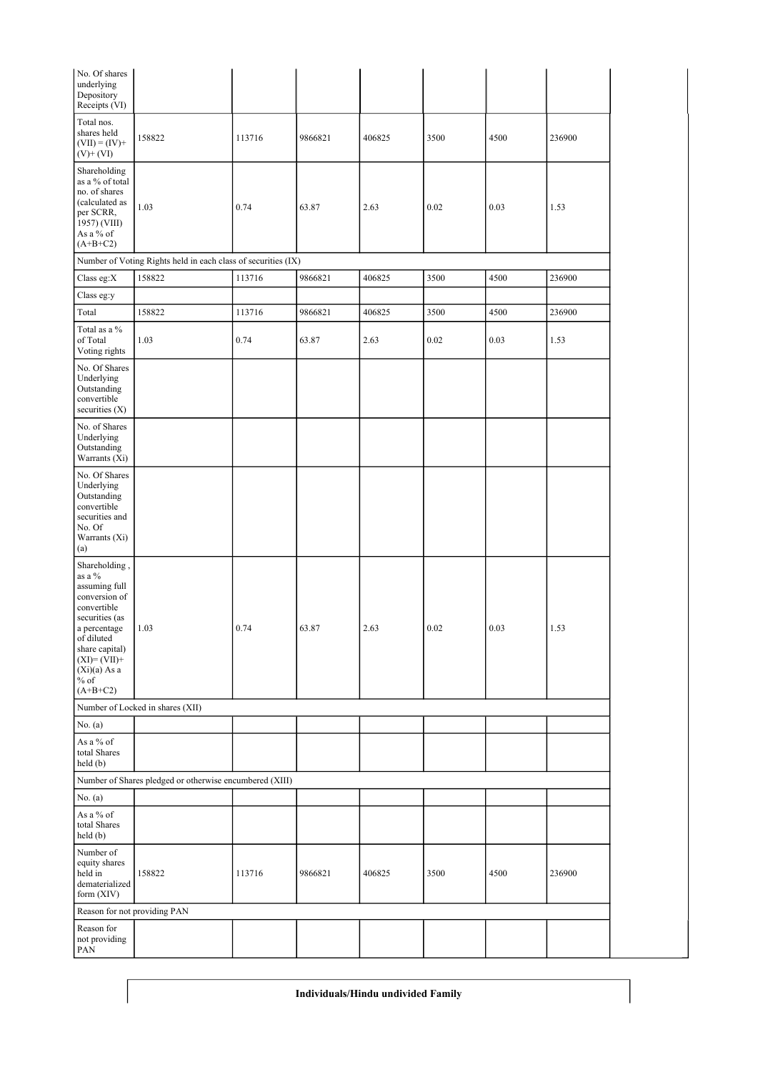| No. Of shares underlying Depository Receipts (VI) | | | | | | | | |
|---|---|---|---|---|---|---|---|---|
| Total nos. shares held (VII) = (IV)+ (V)+ (VI) | 158822 | 113716 | 9866821 | 406825 | 3500 | 4500 | 236900 | |
| Shareholding as a % of total no. of shares (calculated as per SCRR, 1957) (VIII) As a % of (A+B+C2) | 1.03 | 0.74 | 63.87 | 2.63 | 0.02 | 0.03 | 1.53 | |
| Number of Voting Rights held in each class of securities (IX) | | | | | | | | |
| Class eg:X | 158822 | 113716 | 9866821 | 406825 | 3500 | 4500 | 236900 | |
| Class eg:y | | | | | | | | |
| Total | 158822 | 113716 | 9866821 | 406825 | 3500 | 4500 | 236900 | |
| Total as a % of Total Voting rights | 1.03 | 0.74 | 63.87 | 2.63 | 0.02 | 0.03 | 1.53 | |
| No. Of Shares Underlying Outstanding convertible securities (X) | | | | | | | | |
| No. of Shares Underlying Outstanding Warrants (Xi) | | | | | | | | |
| No. Of Shares Underlying Outstanding convertible securities and No. Of Warrants (Xi) (a) | | | | | | | | |
| Shareholding , as a % assuming full conversion of convertible securities (as a percentage of diluted share capital) (XI)= (VII)+(Xi)(a) As a % of (A+B+C2) | 1.03 | 0.74 | 63.87 | 2.63 | 0.02 | 0.03 | 1.53 | |
| Number of Locked in shares (XII) | | | | | | | | |
| No. (a) | | | | | | | | |
| As a % of total Shares held (b) | | | | | | | | |
| Number of Shares pledged or otherwise encumbered (XIII) | | | | | | | | |
| No. (a) | | | | | | | | |
| As a % of total Shares held (b) | | | | | | | | |
| Number of equity shares held in dematerialized form (XIV) | 158822 | 113716 | 9866821 | 406825 | 3500 | 4500 | 236900 | |
| Reason for not providing PAN | | | | | | | | |
| Reason for not providing PAN | | | | | | | | |

**Individuals/Hindu undivided Family**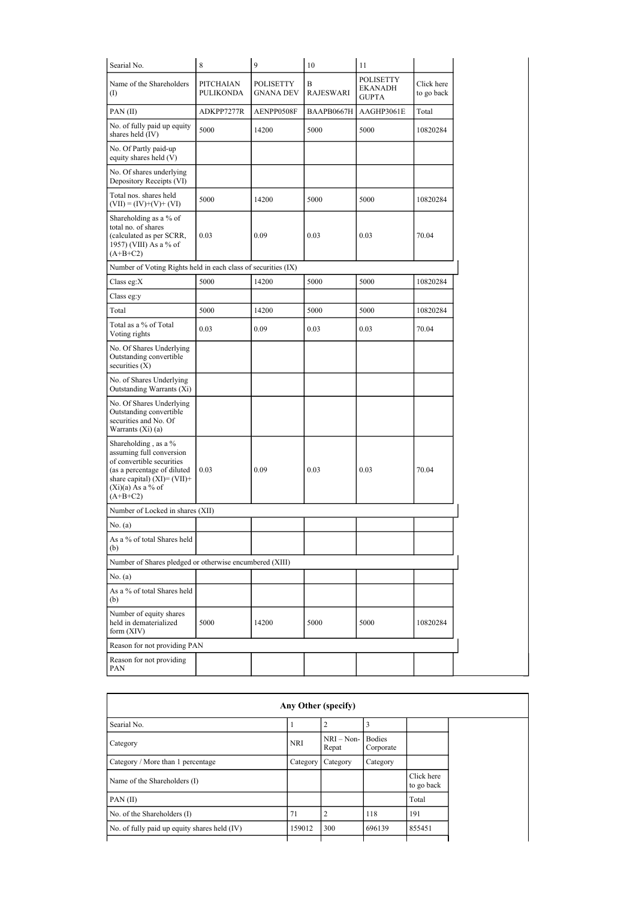| Searial No. | 8 | 9 | 10 | 11 | |
|---|---|---|---|---|---|
| Name of the Shareholders (I) | PITCHAIAN PULIKONDA | POLISETTY GNANA DEV | B RAJESWARI | POLISETTY EKANADH GUPTA | Click here to go back |
| PAN (II) | ADKPP7277R | AENPP0508F | BAAPB0667H | AAGHP3061E | Total |
| No. of fully paid up equity shares held (IV) | 5000 | 14200 | 5000 | 5000 | 10820284 |
| No. Of Partly paid-up equity shares held (V) | | | | | |
| No. Of shares underlying Depository Receipts (VI) | | | | | |
| Total nos. shares held (VII) = (IV)+(V)+ (VI) | 5000 | 14200 | 5000 | 5000 | 10820284 |
| Shareholding as a % of total no. of shares (calculated as per SCRR, 1957) (VIII) As a % of (A+B+C2) | 0.03 | 0.09 | 0.03 | 0.03 | 70.04 |
| Number of Voting Rights held in each class of securities (IX) | | | | | |
| Class eg:X | 5000 | 14200 | 5000 | 5000 | 10820284 |
| Class eg:y | | | | | |
| Total | 5000 | 14200 | 5000 | 5000 | 10820284 |
| Total as a % of Total Voting rights | 0.03 | 0.09 | 0.03 | 0.03 | 70.04 |
| No. Of Shares Underlying Outstanding convertible securities (X) | | | | | |
| No. of Shares Underlying Outstanding Warrants (Xi) | | | | | |
| No. Of Shares Underlying Outstanding convertible securities and No. Of Warrants (Xi) (a) | | | | | |
| Shareholding , as a % assuming full conversion of convertible securities (as a percentage of diluted share capital) (XI)= (VII)+(Xi)(a) As a % of (A+B+C2) | 0.03 | 0.09 | 0.03 | 0.03 | 70.04 |
| Number of Locked in shares (XII) | | | | | |
| No. (a) | | | | | |
| As a % of total Shares held (b) | | | | | |
| Number of Shares pledged or otherwise encumbered (XIII) | | | | | |
| No. (a) | | | | | |
| As a % of total Shares held (b) | | | | | |
| Number of equity shares held in dematerialized form (XIV) | 5000 | 14200 | 5000 | 5000 | 10820284 |
| Reason for not providing PAN | | | | | |
| Reason for not providing PAN | | | | | |

| Any Other (specify) | | | | |
|---|---|---|---|---|
| Searial No. | 1 | 2 | 3 | |
| Category | NRI | NRI – Non-Repat | Bodies Corporate | |
| Category / More than 1 percentage | Category | Category | Category | |
| Name of the Shareholders (I) | | | | Click here to go back |
| PAN (II) | | | | Total |
| No. of the Shareholders (I) | 71 | 2 | 118 | 191 |
| No. of fully paid up equity shares held (IV) | 159012 | 300 | 696139 | 855451 |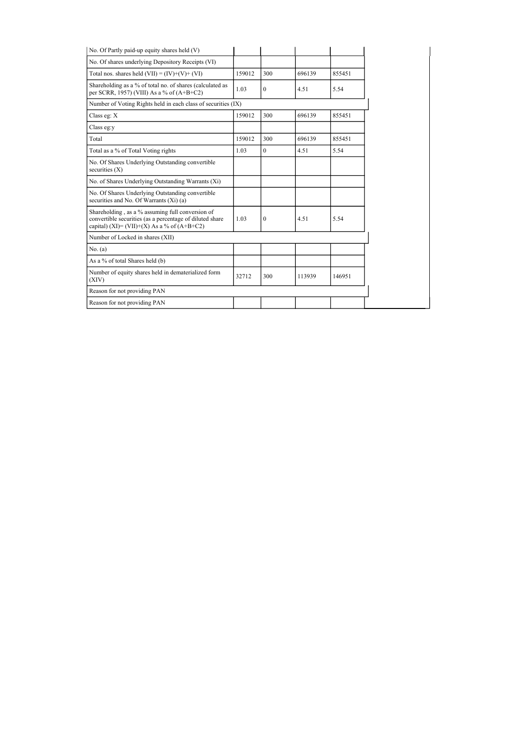| | | | | |
|---|---|---|---|---|
| No. Of Partly paid-up equity shares held (V) | | | | |
| No. Of shares underlying Depository Receipts (VI) | | | | |
| Total nos. shares held (VII) = (IV)+(V)+ (VI) | 159012 | 300 | 696139 | 855451 |
| Shareholding as a % of total no. of shares (calculated as per SCRR, 1957) (VIII) As a % of (A+B+C2) | 1.03 | 0 | 4.51 | 5.54 |
| Number of Voting Rights held in each class of securities (IX) | | | | |
| Class eg: X | 159012 | 300 | 696139 | 855451 |
| Class eg:y | | | | |
| Total | 159012 | 300 | 696139 | 855451 |
| Total as a % of Total Voting rights | 1.03 | 0 | 4.51 | 5.54 |
| No. Of Shares Underlying Outstanding convertible securities (X) | | | | |
| No. of Shares Underlying Outstanding Warrants (Xi) | | | | |
| No. Of Shares Underlying Outstanding convertible securities and No. Of Warrants (Xi) (a) | | | | |
| Shareholding , as a % assuming full conversion of convertible securities (as a percentage of diluted share capital) (XI)= (VII)+(X) As a % of (A+B+C2) | 1.03 | 0 | 4.51 | 5.54 |
| Number of Locked in shares (XII) | | | | |
| No. (a) | | | | |
| As a % of total Shares held (b) | | | | |
| Number of equity shares held in dematerialized form (XIV) | 32712 | 300 | 113939 | 146951 |
| Reason for not providing PAN | | | | |
| Reason for not providing PAN | | | | |